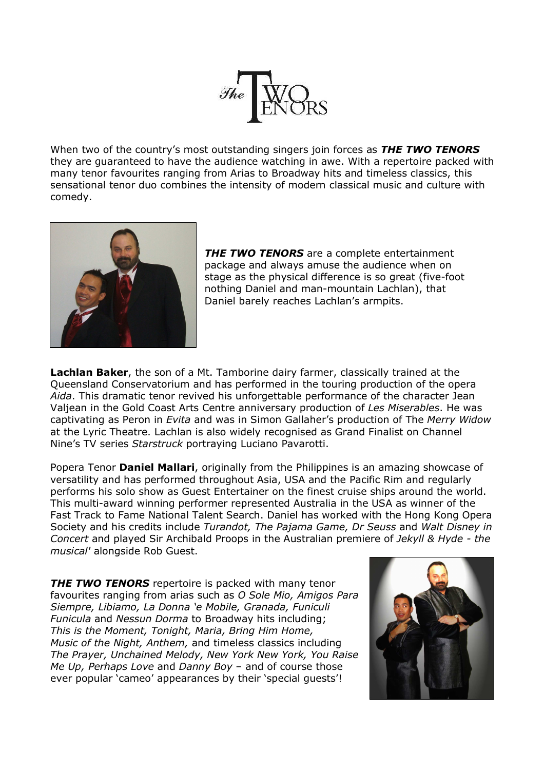# The TWO TENORS

When two of the country's most outstanding singers join forces as ***THE TWO TENORS*** they are guaranteed to have the audience watching in awe. With a repertoire packed with many tenor favourites ranging from Arias to Broadway hits and timeless classics, this sensational tenor duo combines the intensity of modern classical music and culture with comedy.

***THE TWO TENORS*** are a complete entertainment package and always amuse the audience when on stage as the physical difference is so great (five-foot nothing Daniel and man-mountain Lachlan), that Daniel barely reaches Lachlan's armpits.

**Lachlan Baker**, the son of a Mt. Tamborine dairy farmer, classically trained at the Queensland Conservatorium and has performed in the touring production of the opera *Aida*. This dramatic tenor revived his unforgettable performance of the character Jean Valjean in the Gold Coast Arts Centre anniversary production of *Les Miserables*. He was captivating as Peron in *Evita* and was in Simon Gallaher's production of The *Merry Widow* at the Lyric Theatre. Lachlan is also widely recognised as Grand Finalist on Channel Nine's TV series *Starstruck* portraying Luciano Pavarotti.

Popera Tenor **Daniel Mallari**, originally from the Philippines is an amazing showcase of versatility and has performed throughout Asia, USA and the Pacific Rim and regularly performs his solo show as Guest Entertainer on the finest cruise ships around the world. This multi-award winning performer represented Australia in the USA as winner of the Fast Track to Fame National Talent Search. Daniel has worked with the Hong Kong Opera Society and his credits include *Turandot, The Pajama Game, Dr Seuss* and *Walt Disney in Concert* and played Sir Archibald Proops in the Australian premiere of *Jekyll & Hyde - the musical'* alongside Rob Guest.

***THE TWO TENORS*** repertoire is packed with many tenor favourites ranging from arias such as *O Sole Mio, Amigos Para Siempre, Libiamo, La Donna 'e Mobile, Granada, Funiculi Funicula* and *Nessun Dorma* to Broadway hits including; *This is the Moment, Tonight, Maria, Bring Him Home, Music of the Night, Anthem,* and timeless classics including *The Prayer, Unchained Melody, New York New York, You Raise Me Up, Perhaps Love* and *Danny Boy* – and of course those ever popular 'cameo' appearances by their 'special guests'!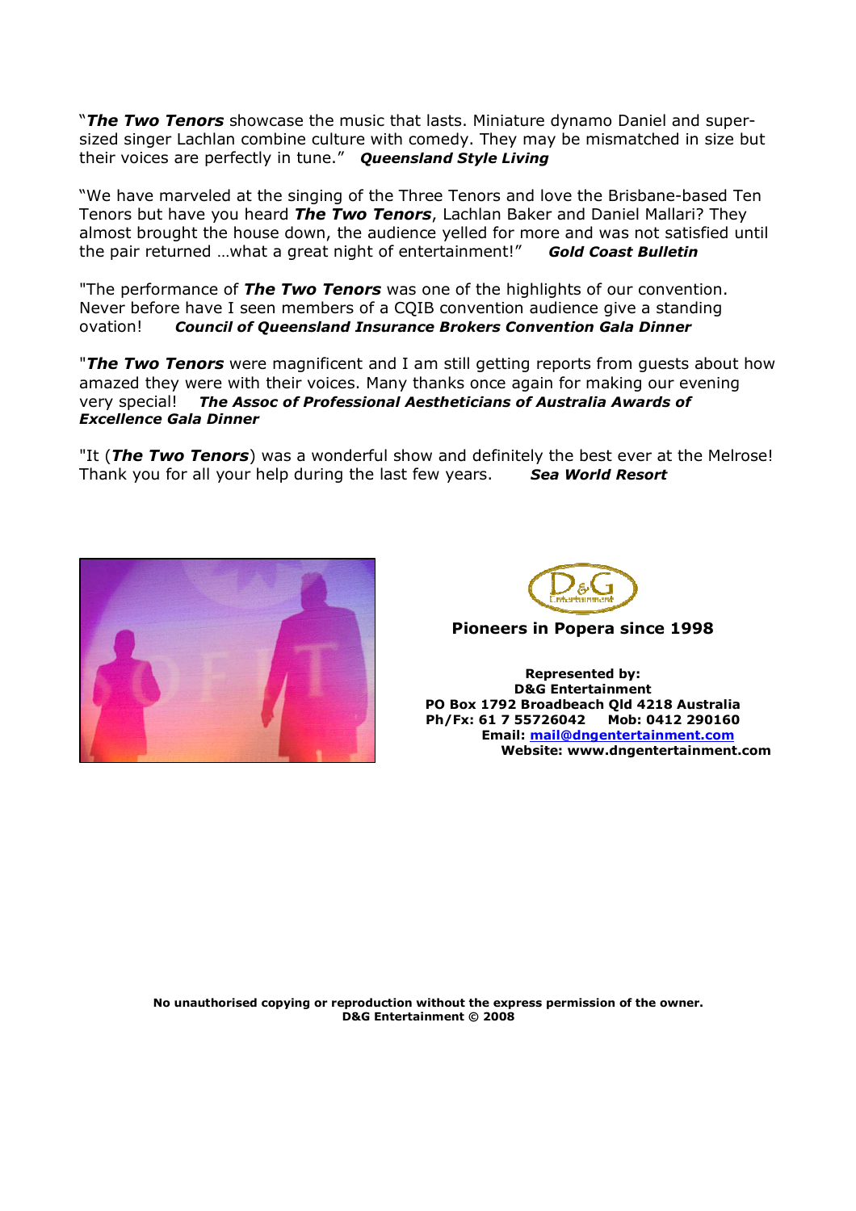"***The Two Tenors*** showcase the music that lasts. Miniature dynamo Daniel and super-sized singer Lachlan combine culture with comedy. They may be mismatched in size but their voices are perfectly in tune." ***Queensland Style Living***

"We have marveled at the singing of the Three Tenors and love the Brisbane-based Ten Tenors but have you heard ***The Two Tenors***, Lachlan Baker and Daniel Mallari? They almost brought the house down, the audience yelled for more and was not satisfied until the pair returned …what a great night of entertainment!" ***Gold Coast Bulletin***

"The performance of ***The Two Tenors*** was one of the highlights of our convention. Never before have I seen members of a CQIB convention audience give a standing ovation! ***Council of Queensland Insurance Brokers Convention Gala Dinner***

"***The Two Tenors*** were magnificent and I am still getting reports from guests about how amazed they were with their voices. Many thanks once again for making our evening very special! ***The Assoc of Professional Aestheticians of Australia Awards of Excellence Gala Dinner***

"It (***The Two Tenors***) was a wonderful show and definitely the best ever at the Melrose! Thank you for all your help during the last few years. ***Sea World Resort***

**Pioneers in Popera since 1998**

**Represented by:**
**D&G Entertainment**
**PO Box 1792 Broadbeach Qld 4218 Australia**
**Ph/Fx: 61 7 55726042 Mob: 0412 290160**
**Email: mail@dngentertainment.com**
**Website: www.dngentertainment.com**

**No unauthorised copying or reproduction without the express permission of the owner.**
**D&G Entertainment © 2008**